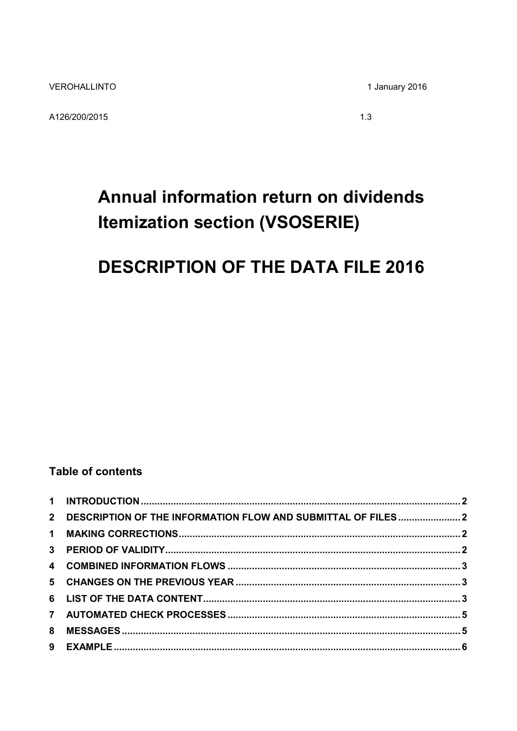VEROHALLINTO 1 January 2016

A126/200/2015 1.3

# Annual information return on dividends Itemization section (VSOSERIE)

# DESCRIPTION OF THE DATA FILE 2016

## Table of contents

1 INTRODUCTION ..... 2
2 DESCRIPTION OF THE INFORMATION FLOW AND SUBMITTAL OF FILES ..... 2
1 MAKING CORRECTIONS ..... 2
3 PERIOD OF VALIDITY ..... 2
4 COMBINED INFORMATION FLOWS ..... 3
5 CHANGES ON THE PREVIOUS YEAR ..... 3
6 LIST OF THE DATA CONTENT ..... 3
7 AUTOMATED CHECK PROCESSES ..... 5
8 MESSAGES ..... 5
9 EXAMPLE ..... 6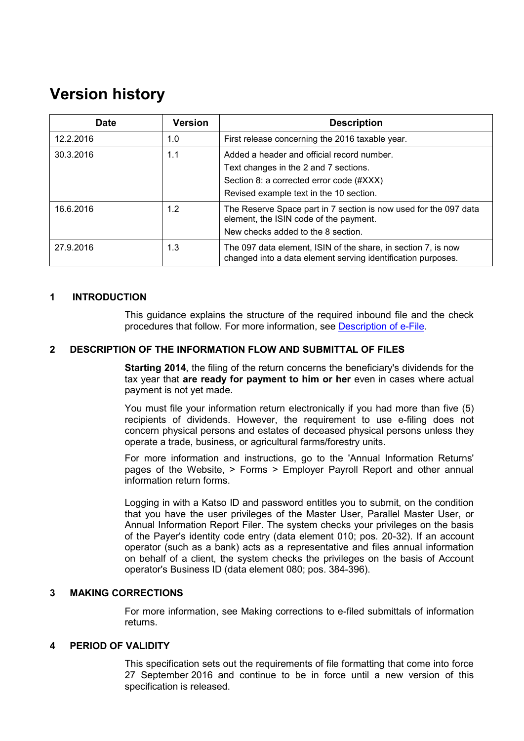# Version history

| Date | Version | Description |
| --- | --- | --- |
| 12.2.2016 | 1.0 | First release concerning the 2016 taxable year. |
| 30.3.2016 | 1.1 | Added a header and official record number.<br>Text changes in the 2 and 7 sections.<br>Section 8: a corrected error code (#XXX)<br>Revised example text in the 10 section. |
| 16.6.2016 | 1.2 | The Reserve Space part in 7 section is now used for the 097 data element, the ISIN code of the payment.<br>New checks added to the 8 section. |
| 27.9.2016 | 1.3 | The 097 data element, ISIN of the share, in section 7, is now changed into a data element serving identification purposes. |

## 1 INTRODUCTION

This guidance explains the structure of the required inbound file and the check procedures that follow. For more information, see [Description of e-File](Description of e-File).

## 2 DESCRIPTION OF THE INFORMATION FLOW AND SUBMITTAL OF FILES

**Starting 2014**, the filing of the return concerns the beneficiary's dividends for the tax year that **are ready for payment to him or her** even in cases where actual payment is not yet made.

You must file your information return electronically if you had more than five (5) recipients of dividends. However, the requirement to use e-filing does not concern physical persons and estates of deceased physical persons unless they operate a trade, business, or agricultural farms/forestry units.

For more information and instructions, go to the 'Annual Information Returns' pages of the Website, > Forms > Employer Payroll Report and other annual information return forms.

Logging in with a Katso ID and password entitles you to submit, on the condition that you have the user privileges of the Master User, Parallel Master User, or Annual Information Report Filer. The system checks your privileges on the basis of the Payer's identity code entry (data element 010; pos. 20-32). If an account operator (such as a bank) acts as a representative and files annual information on behalf of a client, the system checks the privileges on the basis of Account operator's Business ID (data element 080; pos. 384-396).

## 3 MAKING CORRECTIONS

For more information, see Making corrections to e-filed submittals of information returns.

## 4 PERIOD OF VALIDITY

This specification sets out the requirements of file formatting that come into force 27 September 2016 and continue to be in force until a new version of this specification is released.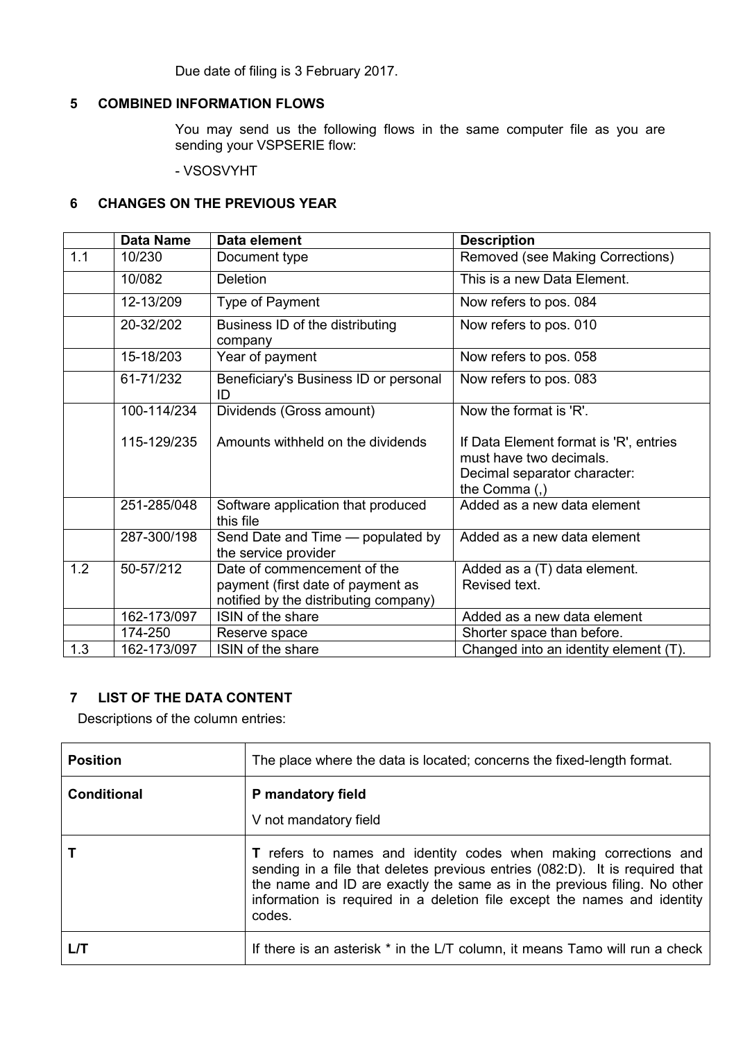Due date of filing is 3 February 2017.

## 5 COMBINED INFORMATION FLOWS

You may send us the following flows in the same computer file as you are sending your VSPSERIE flow:

- VSOSVYHT

## 6 CHANGES ON THE PREVIOUS YEAR

| | Data Name | Data element | Description |
|---|---|---|---|
| 1.1 | 10/230 | Document type | Removed (see Making Corrections) |
| | 10/082 | Deletion | This is a new Data Element. |
| | 12-13/209 | Type of Payment | Now refers to pos. 084 |
| | 20-32/202 | Business ID of the distributing company | Now refers to pos. 010 |
| | 15-18/203 | Year of payment | Now refers to pos. 058 |
| | 61-71/232 | Beneficiary's Business ID or personal ID | Now refers to pos. 083 |
| | 100-114/234<br><br>115-129/235 | Dividends (Gross amount)<br><br>Amounts withheld on the dividends | Now the format is 'R'.<br><br>If Data Element format is 'R', entries must have two decimals.<br>Decimal separator character:<br>the Comma (,) |
| | 251-285/048 | Software application that produced this file | Added as a new data element |
| | 287-300/198 | Send Date and Time — populated by the service provider | Added as a new data element |
| 1.2 | 50-57/212 | Date of commencement of the payment (first date of payment as notified by the distributing company) | Added as a (T) data element.<br>Revised text. |
| | 162-173/097 | ISIN of the share | Added as a new data element |
| | 174-250 | Reserve space | Shorter space than before. |
| 1.3 | 162-173/097 | ISIN of the share | Changed into an identity element (T). |

## 7 LIST OF THE DATA CONTENT

Descriptions of the column entries:

| | |
|---|---|
| **Position** | The place where the data is located; concerns the fixed-length format. |
| **Conditional** | **P mandatory field**<br><br>V not mandatory field |
| **T** | **T** refers to names and identity codes when making corrections and sending in a file that deletes previous entries (082:D). It is required that the name and ID are exactly the same as in the previous filing. No other information is required in a deletion file except the names and identity codes. |
| **L/T** | If there is an asterisk * in the L/T column, it means Tamo will run a check |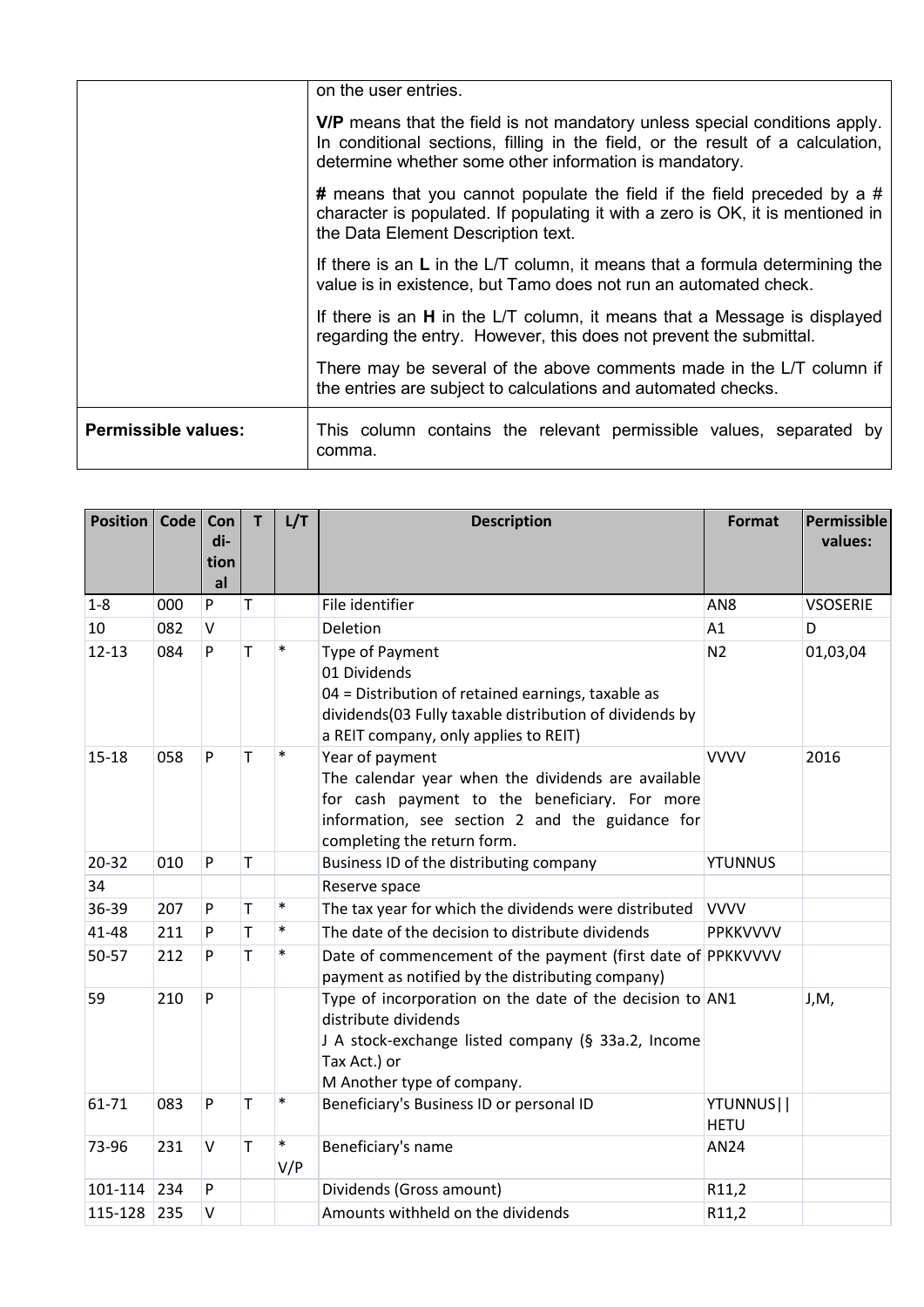| | |
|---|---|
| | on the user entries.<br><br>**V/P** means that the field is not mandatory unless special conditions apply. In conditional sections, filling in the field, or the result of a calculation, determine whether some other information is mandatory.<br><br>**#** means that you cannot populate the field if the field preceded by a # character is populated. If populating it with a zero is OK, it is mentioned in the Data Element Description text.<br><br>If there is an **L** in the L/T column, it means that a formula determining the value is in existence, but Tamo does not run an automated check.<br><br>If there is an **H** in the L/T column, it means that a Message is displayed regarding the entry. However, this does not prevent the submittal.<br><br>There may be several of the above comments made in the L/T column if the entries are subject to calculations and automated checks. |
| **Permissible values:** | This column contains the relevant permissible values, separated by comma. |

| Position | Code | Conditional | T | L/T | Description | Format | Permissible values: |
|---|---|---|---|---|---|---|---|
| 1-8 | 000 | P | T | | File identifier | AN8 | VSOSERIE |
| 10 | 082 | V | | | Deletion | A1 | D |
| 12-13 | 084 | P | T | * | Type of Payment<br>01 Dividends<br>04 = Distribution of retained earnings, taxable as dividends(03 Fully taxable distribution of dividends by a REIT company, only applies to REIT) | N2 | 01,03,04 |
| 15-18 | 058 | P | T | * | Year of payment<br>The calendar year when the dividends are available for cash payment to the beneficiary. For more information, see section 2 and the guidance for completing the return form. | VVVV | 2016 |
| 20-32 | 010 | P | T | | Business ID of the distributing company | YTUNNUS | |
| 34 | | | | | Reserve space | | |
| 36-39 | 207 | P | T | * | The tax year for which the dividends were distributed | VVVV | |
| 41-48 | 211 | P | T | * | The date of the decision to distribute dividends | PPKKVVVV | |
| 50-57 | 212 | P | T | * | Date of commencement of the payment (first date of payment as notified by the distributing company) | PPKKVVVV | |
| 59 | 210 | P | | | Type of incorporation on the date of the decision to distribute dividends<br>J A stock-exchange listed company (§ 33a.2, Income Tax Act.) or<br>M Another type of company. | AN1 | J,M, |
| 61-71 | 083 | P | T | * | Beneficiary's Business ID or personal ID | YTUNNUS\|\|HETU | |
| 73-96 | 231 | V | T | * V/P | Beneficiary's name | AN24 | |
| 101-114 | 234 | P | | | Dividends (Gross amount) | R11,2 | |
| 115-128 | 235 | V | | | Amounts withheld on the dividends | R11,2 | |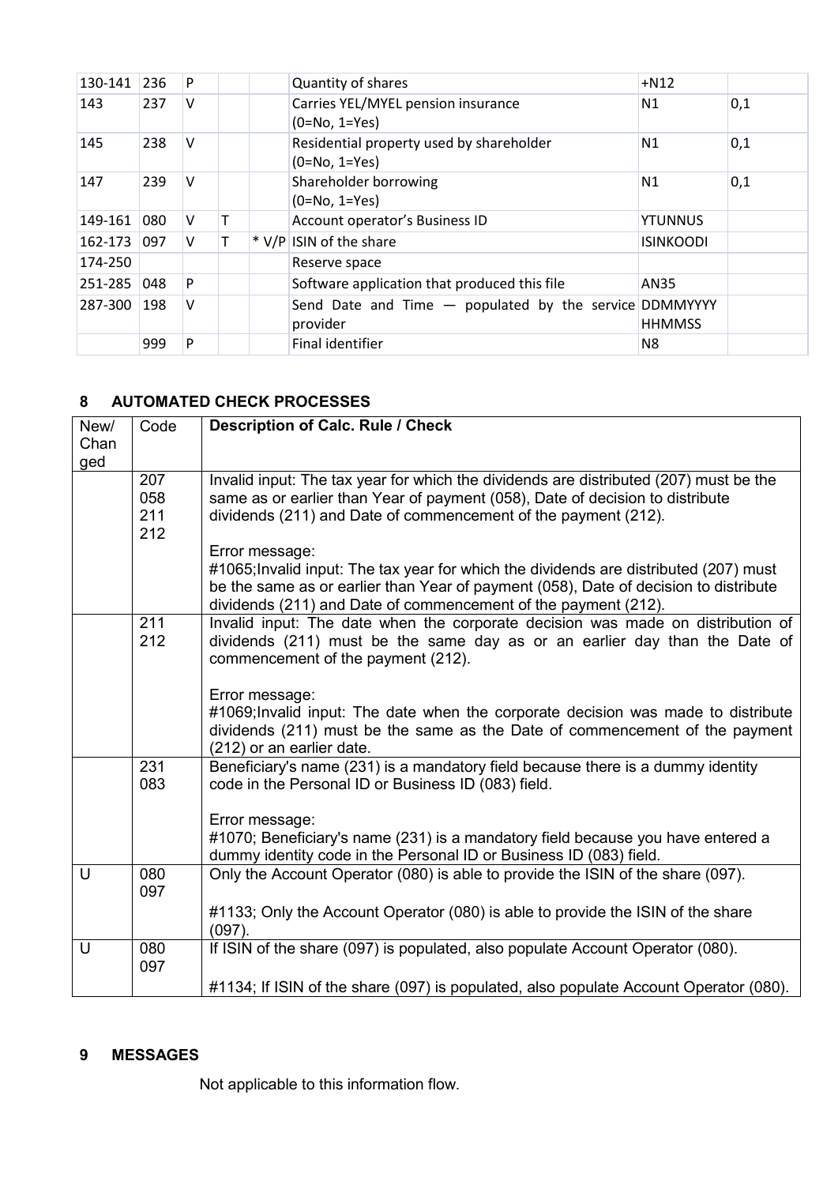| | | | | | | | |
|---|---|---|---|---|---|---|---|
| 130-141 | 236 | P | | | Quantity of shares | +N12 | |
| 143 | 237 | V | | | Carries YEL/MYEL pension insurance (0=No, 1=Yes) | N1 | 0,1 |
| 145 | 238 | V | | | Residential property used by shareholder (0=No, 1=Yes) | N1 | 0,1 |
| 147 | 239 | V | | | Shareholder borrowing (0=No, 1=Yes) | N1 | 0,1 |
| 149-161 | 080 | V | T | | Account operator's Business ID | YTUNNUS | |
| 162-173 | 097 | V | T | * V/P | ISIN of the share | ISINKOODI | |
| 174-250 | | | | | Reserve space | | |
| 251-285 | 048 | P | | | Software application that produced this file | AN35 | |
| 287-300 | 198 | V | | | Send Date and Time — populated by the service provider | DDMMYYYY HHMMSS | |
| | 999 | P | | | Final identifier | N8 | |

## 8 AUTOMATED CHECK PROCESSES

| New/ Changed | Code | Description of Calc. Rule / Check |
|---|---|---|
| | 207<br>058<br>211<br>212 | Invalid input: The tax year for which the dividends are distributed (207) must be the same as or earlier than Year of payment (058), Date of decision to distribute dividends (211) and Date of commencement of the payment (212).<br><br>Error message:<br>#1065;Invalid input: The tax year for which the dividends are distributed (207) must be the same as or earlier than Year of payment (058), Date of decision to distribute dividends (211) and Date of commencement of the payment (212). |
| | 211<br>212 | Invalid input: The date when the corporate decision was made on distribution of dividends (211) must be the same day as or an earlier day than the Date of commencement of the payment (212).<br><br>Error message:<br>#1069;Invalid input: The date when the corporate decision was made to distribute dividends (211) must be the same as the Date of commencement of the payment (212) or an earlier date. |
| | 231<br>083 | Beneficiary's name (231) is a mandatory field because there is a dummy identity code in the Personal ID or Business ID (083) field.<br><br>Error message:<br>#1070; Beneficiary's name (231) is a mandatory field because you have entered a dummy identity code in the Personal ID or Business ID (083) field. |
| U | 080<br>097 | Only the Account Operator (080) is able to provide the ISIN of the share (097).<br><br>#1133; Only the Account Operator (080) is able to provide the ISIN of the share (097). |
| U | 080<br>097 | If ISIN of the share (097) is populated, also populate Account Operator (080).<br><br>#1134; If ISIN of the share (097) is populated, also populate Account Operator (080). |

## 9 MESSAGES

Not applicable to this information flow.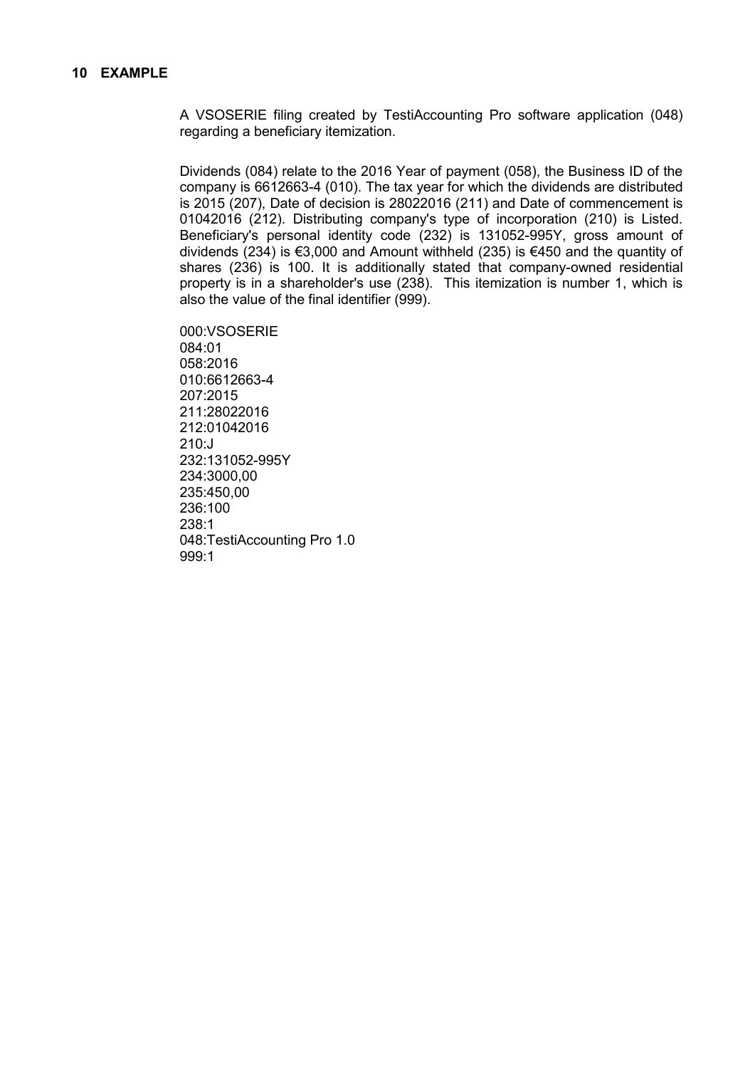## 10 EXAMPLE

A VSOSERIE filing created by TestiAccounting Pro software application (048) regarding a beneficiary itemization.

Dividends (084) relate to the 2016 Year of payment (058), the Business ID of the company is 6612663-4 (010). The tax year for which the dividends are distributed is 2015 (207), Date of decision is 28022016 (211) and Date of commencement is 01042016 (212). Distributing company's type of incorporation (210) is Listed. Beneficiary's personal identity code (232) is 131052-995Y, gross amount of dividends (234) is €3,000 and Amount withheld (235) is €450 and the quantity of shares (236) is 100. It is additionally stated that company-owned residential property is in a shareholder's use (238). This itemization is number 1, which is also the value of the final identifier (999).

```
000:VSOSERIE
084:01
058:2016
010:6612663-4
207:2015
211:28022016
212:01042016
210:J
232:131052-995Y
234:3000,00
235:450,00
236:100
238:1
048:TestiAccounting Pro 1.0
999:1
```